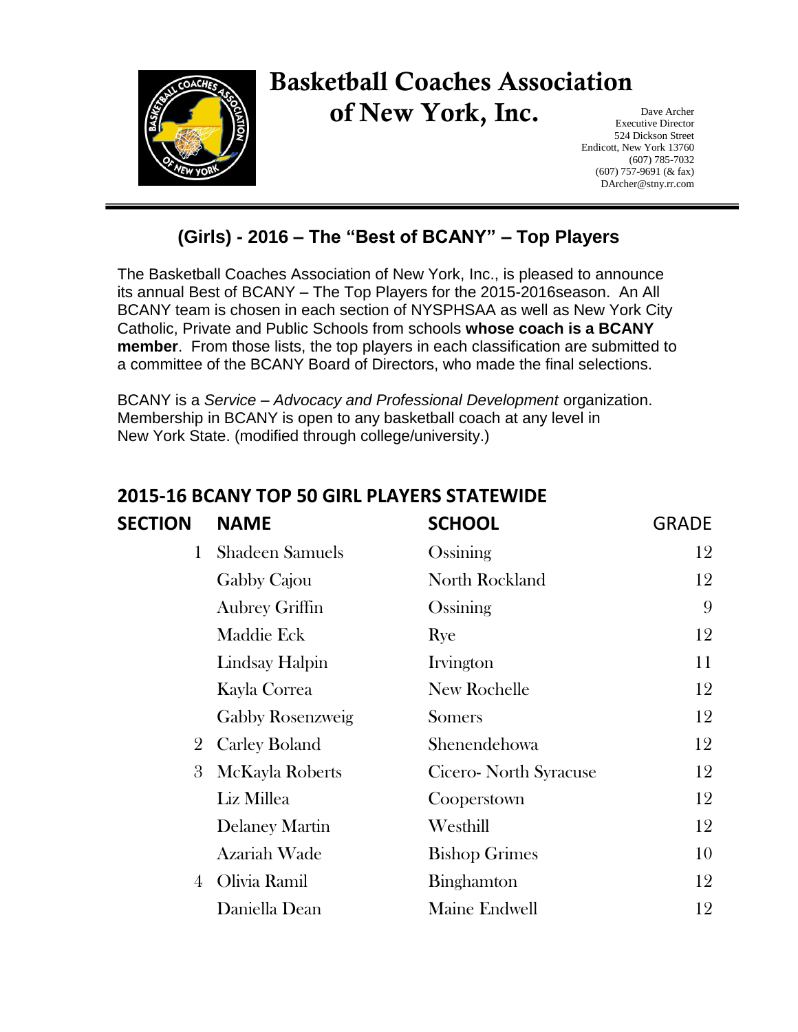# Basketball Coaches Association of New York, Inc.

Dave Archer
Executive Director
524 Dickson Street
Endicott, New York 13760
(607) 785-7032
(607) 757-9691 (& fax)
DArcher@stny.rr.com

## (Girls) - 2016 – The "Best of BCANY" – Top Players

The Basketball Coaches Association of New York, Inc., is pleased to announce its annual Best of BCANY – The Top Players for the 2015-2016season. An All BCANY team is chosen in each section of NYSPHSAA as well as New York City Catholic, Private and Public Schools from schools **whose coach is a BCANY member**. From those lists, the top players in each classification are submitted to a committee of the BCANY Board of Directors, who made the final selections.

BCANY is a *Service – Advocacy and Professional Development* organization. Membership in BCANY is open to any basketball coach at any level in New York State. (modified through college/university.)

### 2015-16 BCANY TOP 50 GIRL PLAYERS STATEWIDE

| SECTION | NAME | SCHOOL | GRADE |
|---|---|---|---|
| 1 | Shadeen Samuels | Ossining | 12 |
| | Gabby Cajou | North Rockland | 12 |
| | Aubrey Griffin | Ossining | 9 |
| | Maddie Eck | Rye | 12 |
| | Lindsay Halpin | Irvington | 11 |
| | Kayla Correa | New Rochelle | 12 |
| | Gabby Rosenzweig | Somers | 12 |
| 2 | Carley Boland | Shenendehowa | 12 |
| 3 | McKayla Roberts | Cicero- North Syracuse | 12 |
| | Liz Millea | Cooperstown | 12 |
| | Delaney Martin | Westhill | 12 |
| | Azariah Wade | Bishop Grimes | 10 |
| 4 | Olivia Ramil | Binghamton | 12 |
| | Daniella Dean | Maine Endwell | 12 |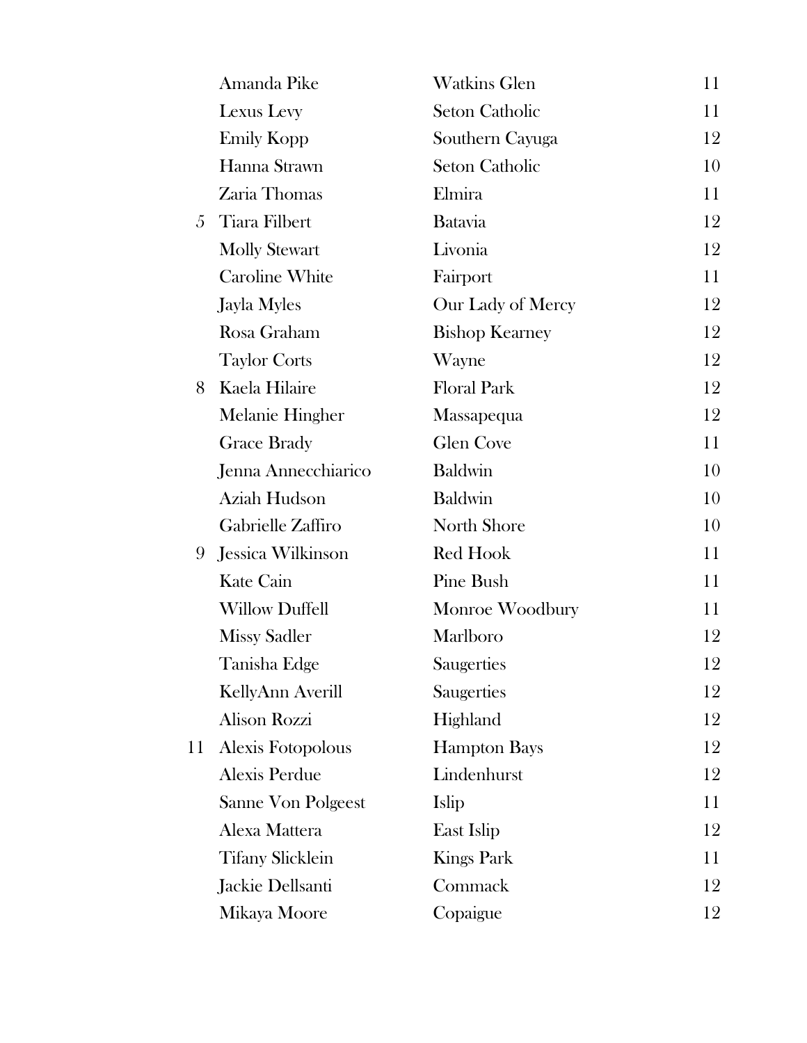| | | | |
|---|---|---|---|
| | Amanda Pike | Watkins Glen | 11 |
| | Lexus Levy | Seton Catholic | 11 |
| | Emily Kopp | Southern Cayuga | 12 |
| | Hanna Strawn | Seton Catholic | 10 |
| | Zaria Thomas | Elmira | 11 |
| 5 | Tiara Filbert | Batavia | 12 |
| | Molly Stewart | Livonia | 12 |
| | Caroline White | Fairport | 11 |
| | Jayla Myles | Our Lady of Mercy | 12 |
| | Rosa Graham | Bishop Kearney | 12 |
| | Taylor Corts | Wayne | 12 |
| 8 | Kaela Hilaire | Floral Park | 12 |
| | Melanie Hingher | Massapequa | 12 |
| | Grace Brady | Glen Cove | 11 |
| | Jenna Annecchiarico | Baldwin | 10 |
| | Aziah Hudson | Baldwin | 10 |
| | Gabrielle Zaffiro | North Shore | 10 |
| 9 | Jessica Wilkinson | Red Hook | 11 |
| | Kate Cain | Pine Bush | 11 |
| | Willow Duffell | Monroe Woodbury | 11 |
| | Missy Sadler | Marlboro | 12 |
| | Tanisha Edge | Saugerties | 12 |
| | KellyAnn Averill | Saugerties | 12 |
| | Alison Rozzi | Highland | 12 |
| 11 | Alexis Fotopolous | Hampton Bays | 12 |
| | Alexis Perdue | Lindenhurst | 12 |
| | Sanne Von Polgeest | Islip | 11 |
| | Alexa Mattera | East Islip | 12 |
| | Tifany Slicklein | Kings Park | 11 |
| | Jackie Dellsanti | Commack | 12 |
| | Mikaya Moore | Copaigue | 12 |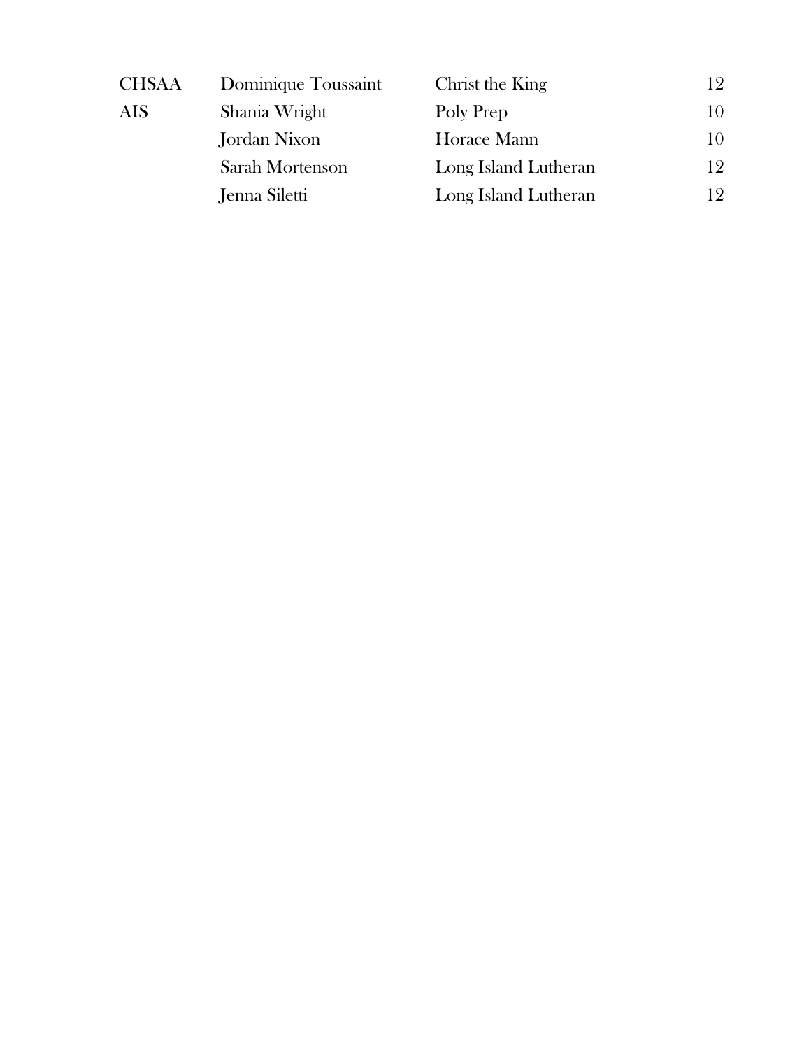| | | | |
|---|---|---|---|
| CHSAA | Dominique Toussaint | Christ the King | 12 |
| AIS | Shania Wright | Poly Prep | 10 |
| | Jordan Nixon | Horace Mann | 10 |
| | Sarah Mortenson | Long Island Lutheran | 12 |
| | Jenna Siletti | Long Island Lutheran | 12 |